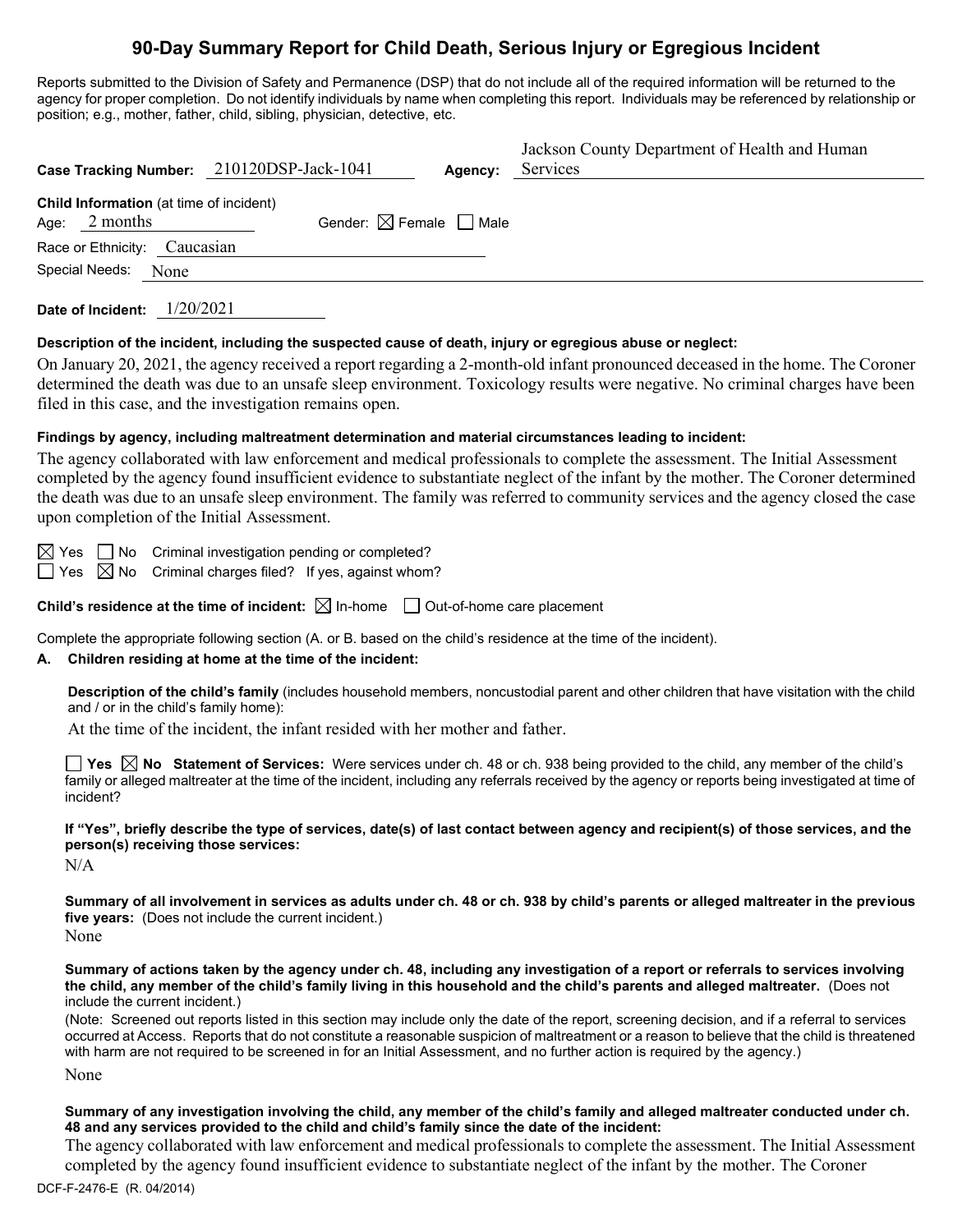# 90-Day Summary Report for Child Death, Serious Injury or Egregious Incident

Reports submitted to the Division of Safety and Permanence (DSP) that do not include all of the required information will be returned to the agency for proper completion. Do not identify individuals by name when completing this report. Individuals may be referenced by relationship or position; e.g., mother, father, child, sibling, physician, detective, etc.

**Case Tracking Number:** 210120DSP-Jack-1041 **Agency:** Jackson County Department of Health and Human Services

**Child Information** (at time of incident)
Age: 2 months Gender: ☒ Female ☐ Male
Race or Ethnicity: Caucasian
Special Needs: None

**Date of Incident:** 1/20/2021

**Description of the incident, including the suspected cause of death, injury or egregious abuse or neglect:**

On January 20, 2021, the agency received a report regarding a 2-month-old infant pronounced deceased in the home. The Coroner determined the death was due to an unsafe sleep environment. Toxicology results were negative. No criminal charges have been filed in this case, and the investigation remains open.

**Findings by agency, including maltreatment determination and material circumstances leading to incident:**

The agency collaborated with law enforcement and medical professionals to complete the assessment. The Initial Assessment completed by the agency found insufficient evidence to substantiate neglect of the infant by the mother. The Coroner determined the death was due to an unsafe sleep environment. The family was referred to community services and the agency closed the case upon completion of the Initial Assessment.

☒ Yes ☐ No Criminal investigation pending or completed?
☐ Yes ☒ No Criminal charges filed? If yes, against whom?

**Child's residence at the time of incident:** ☒ In-home ☐ Out-of-home care placement

Complete the appropriate following section (A. or B. based on the child's residence at the time of the incident).

**A. Children residing at home at the time of the incident:**

**Description of the child's family** (includes household members, noncustodial parent and other children that have visitation with the child and / or in the child's family home):

At the time of the incident, the infant resided with her mother and father.

☐ **Yes** ☒ **No Statement of Services:** Were services under ch. 48 or ch. 938 being provided to the child, any member of the child's family or alleged maltreater at the time of the incident, including any referrals received by the agency or reports being investigated at time of incident?

**If "Yes", briefly describe the type of services, date(s) of last contact between agency and recipient(s) of those services, and the person(s) receiving those services:**

N/A

**Summary of all involvement in services as adults under ch. 48 or ch. 938 by child's parents or alleged maltreater in the previous five years:** (Does not include the current incident.)

None

**Summary of actions taken by the agency under ch. 48, including any investigation of a report or referrals to services involving the child, any member of the child's family living in this household and the child's parents and alleged maltreater.** (Does not include the current incident.)

(Note: Screened out reports listed in this section may include only the date of the report, screening decision, and if a referral to services occurred at Access. Reports that do not constitute a reasonable suspicion of maltreatment or a reason to believe that the child is threatened with harm are not required to be screened in for an Initial Assessment, and no further action is required by the agency.)

None

**Summary of any investigation involving the child, any member of the child's family and alleged maltreater conducted under ch. 48 and any services provided to the child and child's family since the date of the incident:**

The agency collaborated with law enforcement and medical professionals to complete the assessment. The Initial Assessment completed by the agency found insufficient evidence to substantiate neglect of the infant by the mother. The Coroner

DCF-F-2476-E (R. 04/2014)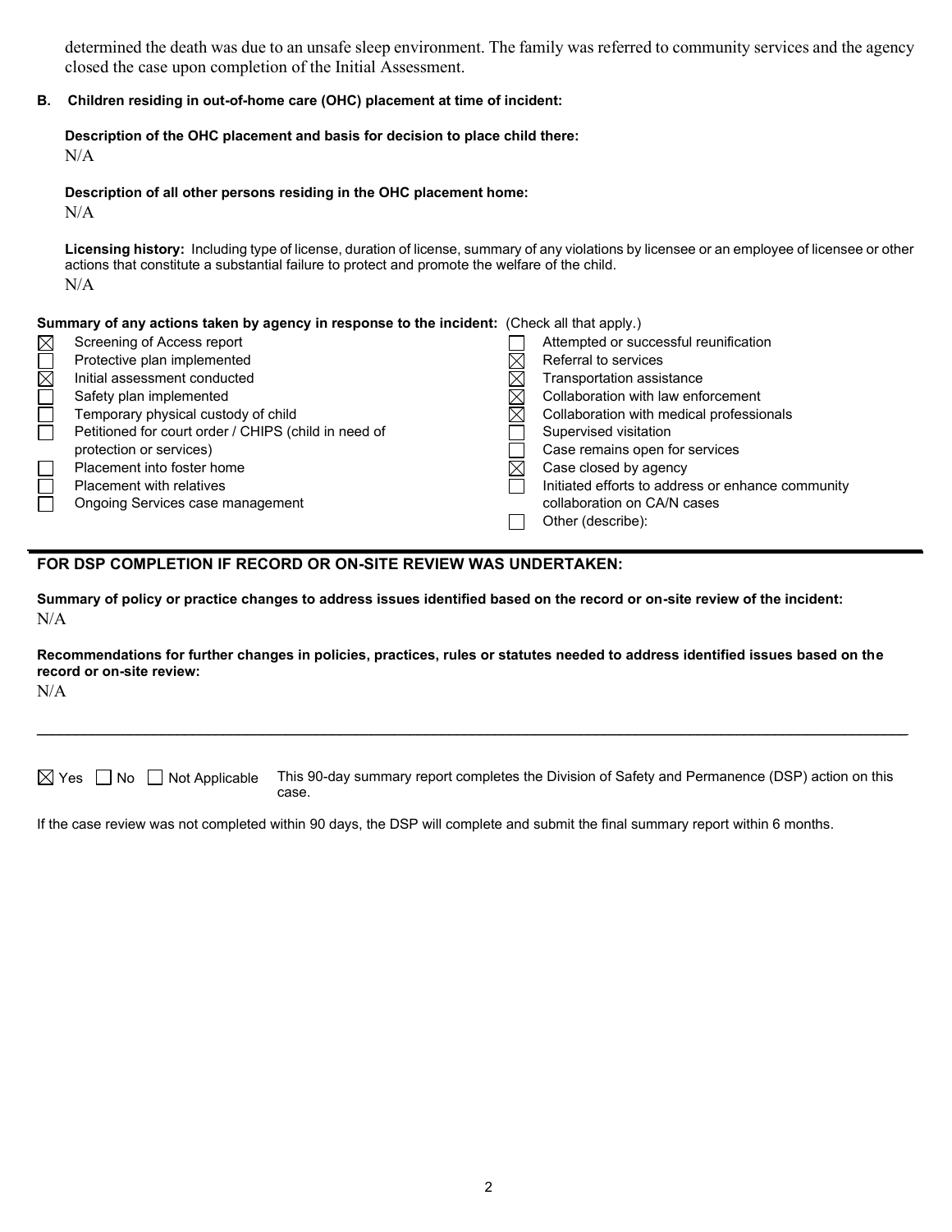determined the death was due to an unsafe sleep environment. The family was referred to community services and the agency closed the case upon completion of the Initial Assessment.

**B. Children residing in out-of-home care (OHC) placement at time of incident:**

**Description of the OHC placement and basis for decision to place child there:**
N/A

**Description of all other persons residing in the OHC placement home:**
N/A

**Licensing history:** Including type of license, duration of license, summary of any violations by licensee or an employee of licensee or other actions that constitute a substantial failure to protect and promote the welfare of the child.
N/A

**Summary of any actions taken by agency in response to the incident:** (Check all that apply.)

- [x] Screening of Access report
- [ ] Protective plan implemented
- [x] Initial assessment conducted
- [ ] Safety plan implemented
- [ ] Temporary physical custody of child
- [ ] Petitioned for court order / CHIPS (child in need of protection or services)
- [ ] Placement into foster home
- [ ] Placement with relatives
- [ ] Ongoing Services case management
- [ ] Attempted or successful reunification
- [x] Referral to services
- [x] Transportation assistance
- [x] Collaboration with law enforcement
- [x] Collaboration with medical professionals
- [ ] Supervised visitation
- [ ] Case remains open for services
- [x] Case closed by agency
- [ ] Initiated efforts to address or enhance community collaboration on CA/N cases
- [ ] Other (describe):

---

## FOR DSP COMPLETION IF RECORD OR ON-SITE REVIEW WAS UNDERTAKEN:

**Summary of policy or practice changes to address issues identified based on the record or on-site review of the incident:**
N/A

**Recommendations for further changes in policies, practices, rules or statutes needed to address identified issues based on the record or on-site review:**
N/A

---

☒ Yes ☐ No ☐ Not Applicable This 90-day summary report completes the Division of Safety and Permanence (DSP) action on this case.

If the case review was not completed within 90 days, the DSP will complete and submit the final summary report within 6 months.